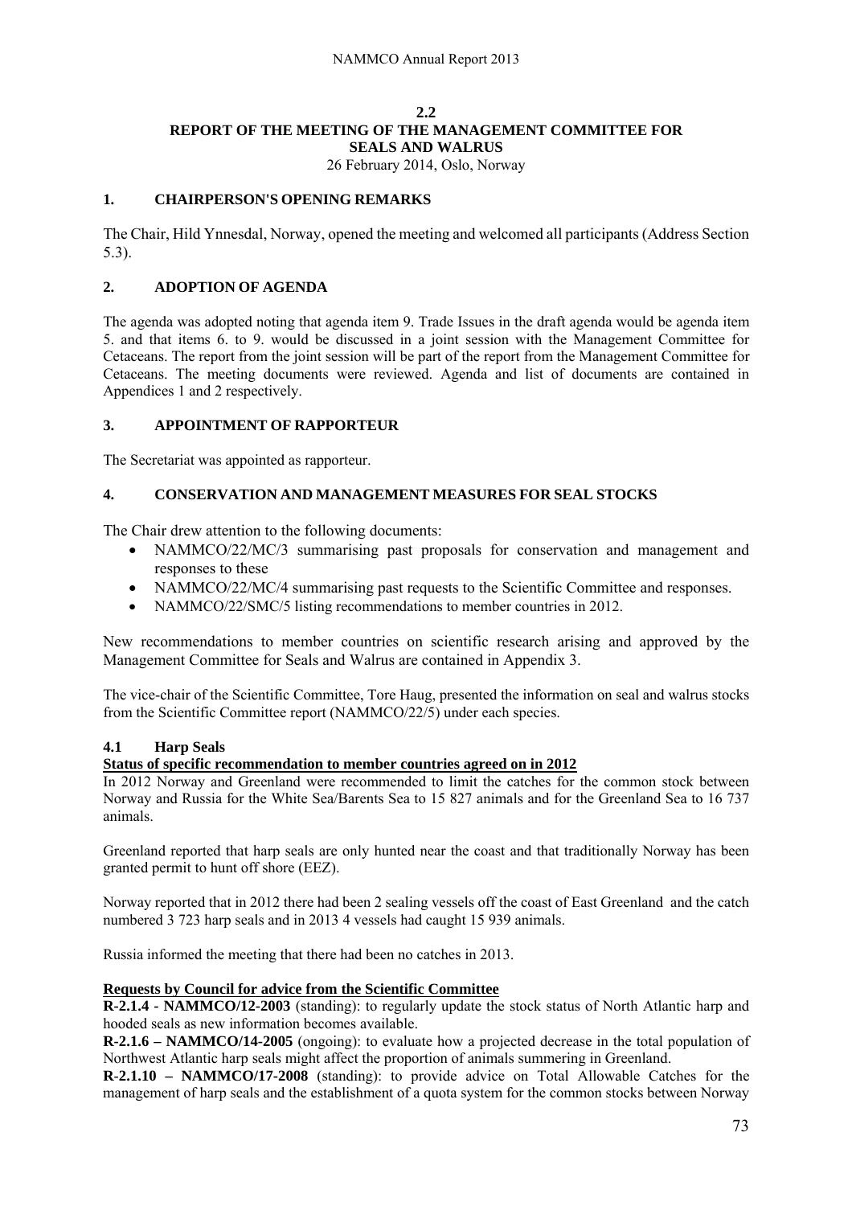## 2.2
## REPORT OF THE MEETING OF THE MANAGEMENT COMMITTEE FOR SEALS AND WALRUS

26 February 2014, Oslo, Norway

### 1. CHAIRPERSON'S OPENING REMARKS

The Chair, Hild Ynnesdal, Norway, opened the meeting and welcomed all participants (Address Section 5.3).

### 2. ADOPTION OF AGENDA

The agenda was adopted noting that agenda item 9. Trade Issues in the draft agenda would be agenda item 5. and that items 6. to 9. would be discussed in a joint session with the Management Committee for Cetaceans. The report from the joint session will be part of the report from the Management Committee for Cetaceans. The meeting documents were reviewed. Agenda and list of documents are contained in Appendices 1 and 2 respectively.

### 3. APPOINTMENT OF RAPPORTEUR

The Secretariat was appointed as rapporteur.

### 4. CONSERVATION AND MANAGEMENT MEASURES FOR SEAL STOCKS

The Chair drew attention to the following documents:

- NAMMCO/22/MC/3 summarising past proposals for conservation and management and responses to these
- NAMMCO/22/MC/4 summarising past requests to the Scientific Committee and responses.
- NAMMCO/22/SMC/5 listing recommendations to member countries in 2012.

New recommendations to member countries on scientific research arising and approved by the Management Committee for Seals and Walrus are contained in Appendix 3.

The vice-chair of the Scientific Committee, Tore Haug, presented the information on seal and walrus stocks from the Scientific Committee report (NAMMCO/22/5) under each species.

#### 4.1 Harp Seals

**Status of specific recommendation to member countries agreed on in 2012**

In 2012 Norway and Greenland were recommended to limit the catches for the common stock between Norway and Russia for the White Sea/Barents Sea to 15 827 animals and for the Greenland Sea to 16 737 animals.

Greenland reported that harp seals are only hunted near the coast and that traditionally Norway has been granted permit to hunt off shore (EEZ).

Norway reported that in 2012 there had been 2 sealing vessels off the coast of East Greenland and the catch numbered 3 723 harp seals and in 2013 4 vessels had caught 15 939 animals.

Russia informed the meeting that there had been no catches in 2013.

**Requests by Council for advice from the Scientific Committee**

**R-2.1.4 - NAMMCO/12-2003** (standing): to regularly update the stock status of North Atlantic harp and hooded seals as new information becomes available.

**R-2.1.6 – NAMMCO/14-2005** (ongoing): to evaluate how a projected decrease in the total population of Northwest Atlantic harp seals might affect the proportion of animals summering in Greenland.

**R-2.1.10 – NAMMCO/17-2008** (standing): to provide advice on Total Allowable Catches for the management of harp seals and the establishment of a quota system for the common stocks between Norway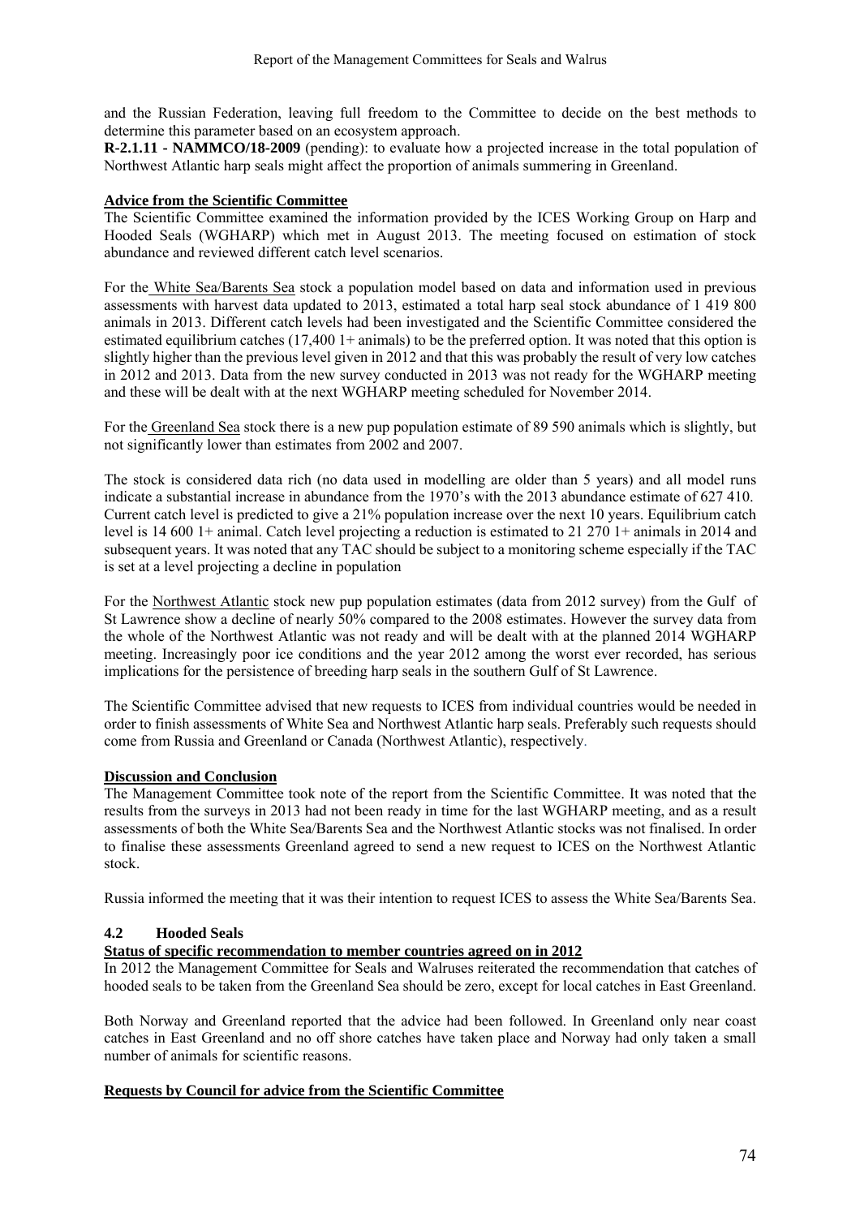and the Russian Federation, leaving full freedom to the Committee to decide on the best methods to determine this parameter based on an ecosystem approach.

**R-2.1.11 - NAMMCO/18-2009** (pending): to evaluate how a projected increase in the total population of Northwest Atlantic harp seals might affect the proportion of animals summering in Greenland.

**Advice from the Scientific Committee**

The Scientific Committee examined the information provided by the ICES Working Group on Harp and Hooded Seals (WGHARP) which met in August 2013. The meeting focused on estimation of stock abundance and reviewed different catch level scenarios.

For the White Sea/Barents Sea stock a population model based on data and information used in previous assessments with harvest data updated to 2013, estimated a total harp seal stock abundance of 1 419 800 animals in 2013. Different catch levels had been investigated and the Scientific Committee considered the estimated equilibrium catches (17,400 1+ animals) to be the preferred option. It was noted that this option is slightly higher than the previous level given in 2012 and that this was probably the result of very low catches in 2012 and 2013. Data from the new survey conducted in 2013 was not ready for the WGHARP meeting and these will be dealt with at the next WGHARP meeting scheduled for November 2014.

For the Greenland Sea stock there is a new pup population estimate of 89 590 animals which is slightly, but not significantly lower than estimates from 2002 and 2007.

The stock is considered data rich (no data used in modelling are older than 5 years) and all model runs indicate a substantial increase in abundance from the 1970's with the 2013 abundance estimate of 627 410. Current catch level is predicted to give a 21% population increase over the next 10 years. Equilibrium catch level is 14 600 1+ animal. Catch level projecting a reduction is estimated to 21 270 1+ animals in 2014 and subsequent years. It was noted that any TAC should be subject to a monitoring scheme especially if the TAC is set at a level projecting a decline in population

For the Northwest Atlantic stock new pup population estimates (data from 2012 survey) from the Gulf of St Lawrence show a decline of nearly 50% compared to the 2008 estimates. However the survey data from the whole of the Northwest Atlantic was not ready and will be dealt with at the planned 2014 WGHARP meeting. Increasingly poor ice conditions and the year 2012 among the worst ever recorded, has serious implications for the persistence of breeding harp seals in the southern Gulf of St Lawrence.

The Scientific Committee advised that new requests to ICES from individual countries would be needed in order to finish assessments of White Sea and Northwest Atlantic harp seals. Preferably such requests should come from Russia and Greenland or Canada (Northwest Atlantic), respectively.

**Discussion and Conclusion**

The Management Committee took note of the report from the Scientific Committee. It was noted that the results from the surveys in 2013 had not been ready in time for the last WGHARP meeting, and as a result assessments of both the White Sea/Barents Sea and the Northwest Atlantic stocks was not finalised. In order to finalise these assessments Greenland agreed to send a new request to ICES on the Northwest Atlantic stock.

Russia informed the meeting that it was their intention to request ICES to assess the White Sea/Barents Sea.

### 4.2 Hooded Seals

**Status of specific recommendation to member countries agreed on in 2012**

In 2012 the Management Committee for Seals and Walruses reiterated the recommendation that catches of hooded seals to be taken from the Greenland Sea should be zero, except for local catches in East Greenland.

Both Norway and Greenland reported that the advice had been followed. In Greenland only near coast catches in East Greenland and no off shore catches have taken place and Norway had only taken a small number of animals for scientific reasons.

**Requests by Council for advice from the Scientific Committee**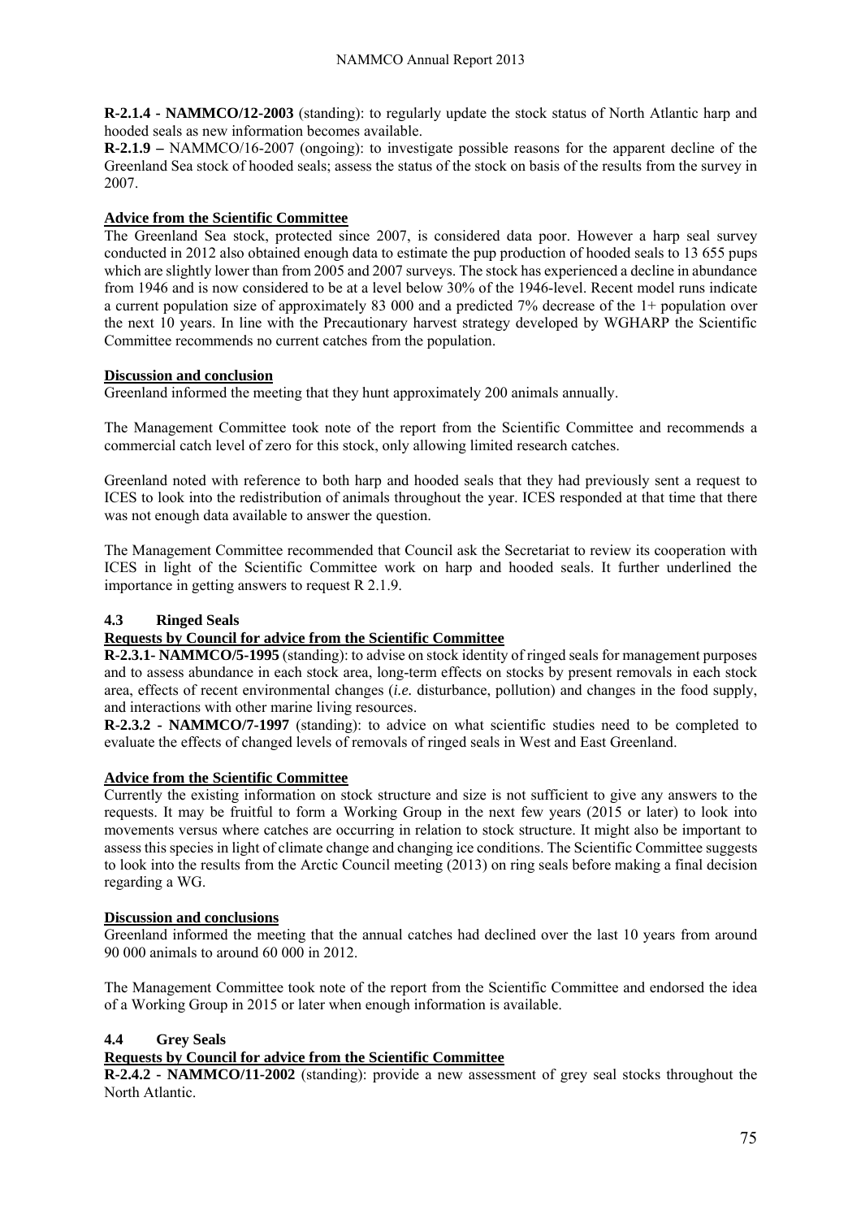**R-2.1.4 - NAMMCO/12-2003** (standing): to regularly update the stock status of North Atlantic harp and hooded seals as new information becomes available.
**R-2.1.9 –** NAMMCO/16-2007 (ongoing): to investigate possible reasons for the apparent decline of the Greenland Sea stock of hooded seals; assess the status of the stock on basis of the results from the survey in 2007.

**Advice from the Scientific Committee**

The Greenland Sea stock, protected since 2007, is considered data poor. However a harp seal survey conducted in 2012 also obtained enough data to estimate the pup production of hooded seals to 13 655 pups which are slightly lower than from 2005 and 2007 surveys. The stock has experienced a decline in abundance from 1946 and is now considered to be at a level below 30% of the 1946-level. Recent model runs indicate a current population size of approximately 83 000 and a predicted 7% decrease of the 1+ population over the next 10 years. In line with the Precautionary harvest strategy developed by WGHARP the Scientific Committee recommends no current catches from the population.

**Discussion and conclusion**

Greenland informed the meeting that they hunt approximately 200 animals annually.

The Management Committee took note of the report from the Scientific Committee and recommends a commercial catch level of zero for this stock, only allowing limited research catches.

Greenland noted with reference to both harp and hooded seals that they had previously sent a request to ICES to look into the redistribution of animals throughout the year. ICES responded at that time that there was not enough data available to answer the question.

The Management Committee recommended that Council ask the Secretariat to review its cooperation with ICES in light of the Scientific Committee work on harp and hooded seals. It further underlined the importance in getting answers to request R 2.1.9.

### 4.3 Ringed Seals

**Requests by Council for advice from the Scientific Committee**

**R-2.3.1- NAMMCO/5-1995** (standing): to advise on stock identity of ringed seals for management purposes and to assess abundance in each stock area, long-term effects on stocks by present removals in each stock area, effects of recent environmental changes (*i.e.* disturbance, pollution) and changes in the food supply, and interactions with other marine living resources.
**R-2.3.2 - NAMMCO/7-1997** (standing): to advice on what scientific studies need to be completed to evaluate the effects of changed levels of removals of ringed seals in West and East Greenland.

**Advice from the Scientific Committee**

Currently the existing information on stock structure and size is not sufficient to give any answers to the requests. It may be fruitful to form a Working Group in the next few years (2015 or later) to look into movements versus where catches are occurring in relation to stock structure. It might also be important to assess this species in light of climate change and changing ice conditions. The Scientific Committee suggests to look into the results from the Arctic Council meeting (2013) on ring seals before making a final decision regarding a WG.

**Discussion and conclusions**

Greenland informed the meeting that the annual catches had declined over the last 10 years from around 90 000 animals to around 60 000 in 2012.

The Management Committee took note of the report from the Scientific Committee and endorsed the idea of a Working Group in 2015 or later when enough information is available.

### 4.4 Grey Seals

**Requests by Council for advice from the Scientific Committee**

**R-2.4.2 - NAMMCO/11-2002** (standing): provide a new assessment of grey seal stocks throughout the North Atlantic.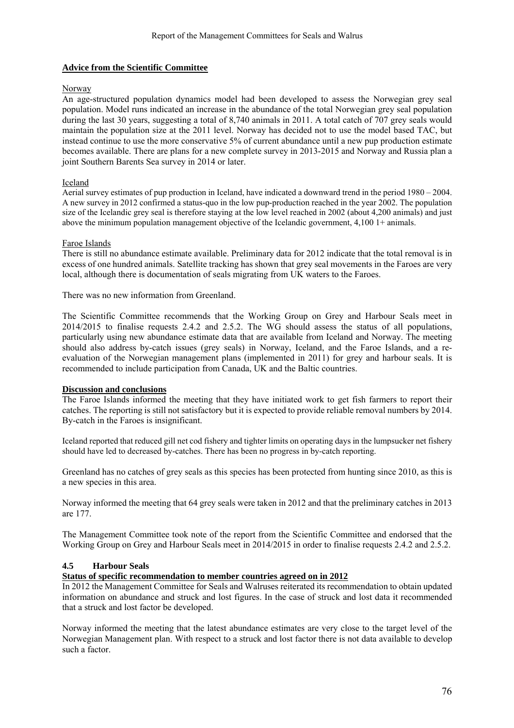**Advice from the Scientific Committee**

Norway

An age-structured population dynamics model had been developed to assess the Norwegian grey seal population. Model runs indicated an increase in the abundance of the total Norwegian grey seal population during the last 30 years, suggesting a total of 8,740 animals in 2011. A total catch of 707 grey seals would maintain the population size at the 2011 level. Norway has decided not to use the model based TAC, but instead continue to use the more conservative 5% of current abundance until a new pup production estimate becomes available. There are plans for a new complete survey in 2013-2015 and Norway and Russia plan a joint Southern Barents Sea survey in 2014 or later.

Iceland

Aerial survey estimates of pup production in Iceland, have indicated a downward trend in the period 1980 – 2004. A new survey in 2012 confirmed a status-quo in the low pup-production reached in the year 2002. The population size of the Icelandic grey seal is therefore staying at the low level reached in 2002 (about 4,200 animals) and just above the minimum population management objective of the Icelandic government, 4,100 1+ animals.

Faroe Islands

There is still no abundance estimate available. Preliminary data for 2012 indicate that the total removal is in excess of one hundred animals. Satellite tracking has shown that grey seal movements in the Faroes are very local, although there is documentation of seals migrating from UK waters to the Faroes.

There was no new information from Greenland.

The Scientific Committee recommends that the Working Group on Grey and Harbour Seals meet in 2014/2015 to finalise requests 2.4.2 and 2.5.2. The WG should assess the status of all populations, particularly using new abundance estimate data that are available from Iceland and Norway. The meeting should also address by-catch issues (grey seals) in Norway, Iceland, and the Faroe Islands, and a re-evaluation of the Norwegian management plans (implemented in 2011) for grey and harbour seals. It is recommended to include participation from Canada, UK and the Baltic countries.

**Discussion and conclusions**

The Faroe Islands informed the meeting that they have initiated work to get fish farmers to report their catches. The reporting is still not satisfactory but it is expected to provide reliable removal numbers by 2014. By-catch in the Faroes is insignificant.

Iceland reported that reduced gill net cod fishery and tighter limits on operating days in the lumpsucker net fishery should have led to decreased by-catches. There has been no progress in by-catch reporting.

Greenland has no catches of grey seals as this species has been protected from hunting since 2010, as this is a new species in this area.

Norway informed the meeting that 64 grey seals were taken in 2012 and that the preliminary catches in 2013 are 177.

The Management Committee took note of the report from the Scientific Committee and endorsed that the Working Group on Grey and Harbour Seals meet in 2014/2015 in order to finalise requests 2.4.2 and 2.5.2.

### 4.5 Harbour Seals

**Status of specific recommendation to member countries agreed on in 2012**

In 2012 the Management Committee for Seals and Walruses reiterated its recommendation to obtain updated information on abundance and struck and lost figures. In the case of struck and lost data it recommended that a struck and lost factor be developed.

Norway informed the meeting that the latest abundance estimates are very close to the target level of the Norwegian Management plan. With respect to a struck and lost factor there is not data available to develop such a factor.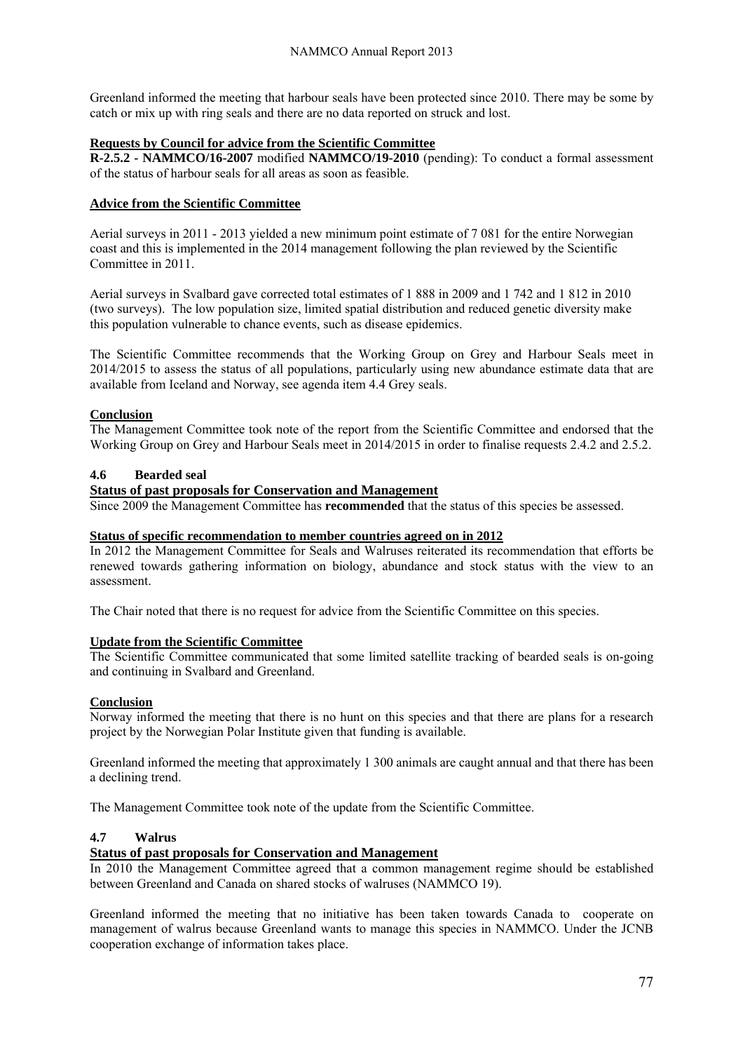Greenland informed the meeting that harbour seals have been protected since 2010. There may be some by catch or mix up with ring seals and there are no data reported on struck and lost.

**Requests by Council for advice from the Scientific Committee**

**R-2.5.2 - NAMMCO/16-2007** modified **NAMMCO/19-2010** (pending): To conduct a formal assessment of the status of harbour seals for all areas as soon as feasible.

**Advice from the Scientific Committee**

Aerial surveys in 2011 - 2013 yielded a new minimum point estimate of 7 081 for the entire Norwegian coast and this is implemented in the 2014 management following the plan reviewed by the Scientific Committee in 2011.

Aerial surveys in Svalbard gave corrected total estimates of 1 888 in 2009 and 1 742 and 1 812 in 2010 (two surveys). The low population size, limited spatial distribution and reduced genetic diversity make this population vulnerable to chance events, such as disease epidemics.

The Scientific Committee recommends that the Working Group on Grey and Harbour Seals meet in 2014/2015 to assess the status of all populations, particularly using new abundance estimate data that are available from Iceland and Norway, see agenda item 4.4 Grey seals.

**Conclusion**

The Management Committee took note of the report from the Scientific Committee and endorsed that the Working Group on Grey and Harbour Seals meet in 2014/2015 in order to finalise requests 2.4.2 and 2.5.2.

### 4.6 Bearded seal

**Status of past proposals for Conservation and Management**

Since 2009 the Management Committee has **recommended** that the status of this species be assessed.

**Status of specific recommendation to member countries agreed on in 2012**

In 2012 the Management Committee for Seals and Walruses reiterated its recommendation that efforts be renewed towards gathering information on biology, abundance and stock status with the view to an assessment.

The Chair noted that there is no request for advice from the Scientific Committee on this species.

**Update from the Scientific Committee**

The Scientific Committee communicated that some limited satellite tracking of bearded seals is on-going and continuing in Svalbard and Greenland.

**Conclusion**

Norway informed the meeting that there is no hunt on this species and that there are plans for a research project by the Norwegian Polar Institute given that funding is available.

Greenland informed the meeting that approximately 1 300 animals are caught annual and that there has been a declining trend.

The Management Committee took note of the update from the Scientific Committee.

### 4.7 Walrus

**Status of past proposals for Conservation and Management**

In 2010 the Management Committee agreed that a common management regime should be established between Greenland and Canada on shared stocks of walruses (NAMMCO 19).

Greenland informed the meeting that no initiative has been taken towards Canada to cooperate on management of walrus because Greenland wants to manage this species in NAMMCO. Under the JCNB cooperation exchange of information takes place.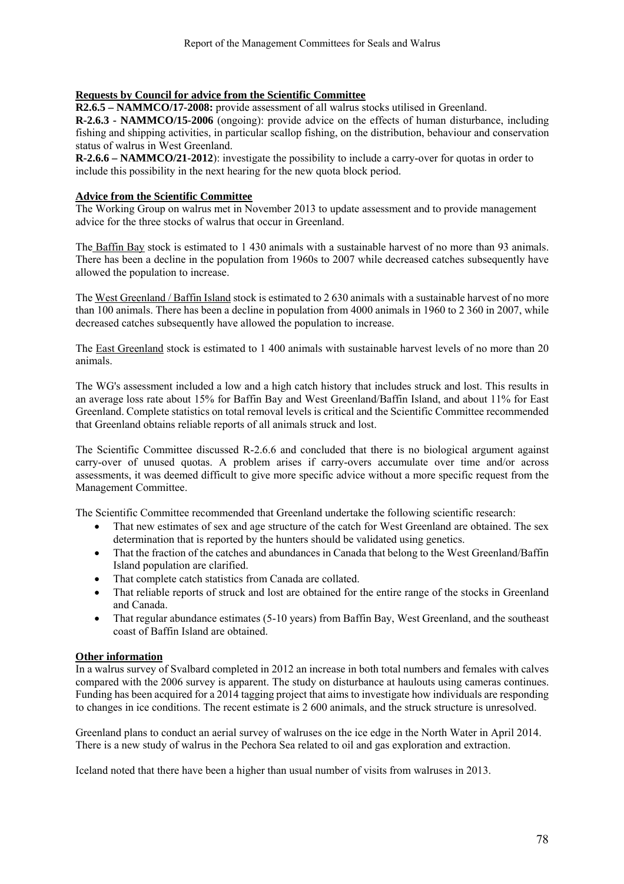**Requests by Council for advice from the Scientific Committee**

**R2.6.5 – NAMMCO/17-2008:** provide assessment of all walrus stocks utilised in Greenland.

**R-2.6.3 - NAMMCO/15-2006** (ongoing): provide advice on the effects of human disturbance, including fishing and shipping activities, in particular scallop fishing, on the distribution, behaviour and conservation status of walrus in West Greenland.

**R-2.6.6 – NAMMCO/21-2012**): investigate the possibility to include a carry-over for quotas in order to include this possibility in the next hearing for the new quota block period.

**Advice from the Scientific Committee**

The Working Group on walrus met in November 2013 to update assessment and to provide management advice for the three stocks of walrus that occur in Greenland.

The Baffin Bay stock is estimated to 1 430 animals with a sustainable harvest of no more than 93 animals. There has been a decline in the population from 1960s to 2007 while decreased catches subsequently have allowed the population to increase.

The West Greenland / Baffin Island stock is estimated to 2 630 animals with a sustainable harvest of no more than 100 animals. There has been a decline in population from 4000 animals in 1960 to 2 360 in 2007, while decreased catches subsequently have allowed the population to increase.

The East Greenland stock is estimated to 1 400 animals with sustainable harvest levels of no more than 20 animals.

The WG's assessment included a low and a high catch history that includes struck and lost. This results in an average loss rate about 15% for Baffin Bay and West Greenland/Baffin Island, and about 11% for East Greenland. Complete statistics on total removal levels is critical and the Scientific Committee recommended that Greenland obtains reliable reports of all animals struck and lost.

The Scientific Committee discussed R-2.6.6 and concluded that there is no biological argument against carry-over of unused quotas. A problem arises if carry-overs accumulate over time and/or across assessments, it was deemed difficult to give more specific advice without a more specific request from the Management Committee.

The Scientific Committee recommended that Greenland undertake the following scientific research:

- That new estimates of sex and age structure of the catch for West Greenland are obtained. The sex determination that is reported by the hunters should be validated using genetics.
- That the fraction of the catches and abundances in Canada that belong to the West Greenland/Baffin Island population are clarified.
- That complete catch statistics from Canada are collated.
- That reliable reports of struck and lost are obtained for the entire range of the stocks in Greenland and Canada.
- That regular abundance estimates (5-10 years) from Baffin Bay, West Greenland, and the southeast coast of Baffin Island are obtained.

**Other information**

In a walrus survey of Svalbard completed in 2012 an increase in both total numbers and females with calves compared with the 2006 survey is apparent. The study on disturbance at haulouts using cameras continues. Funding has been acquired for a 2014 tagging project that aims to investigate how individuals are responding to changes in ice conditions. The recent estimate is 2 600 animals, and the struck structure is unresolved.

Greenland plans to conduct an aerial survey of walruses on the ice edge in the North Water in April 2014. There is a new study of walrus in the Pechora Sea related to oil and gas exploration and extraction.

Iceland noted that there have been a higher than usual number of visits from walruses in 2013.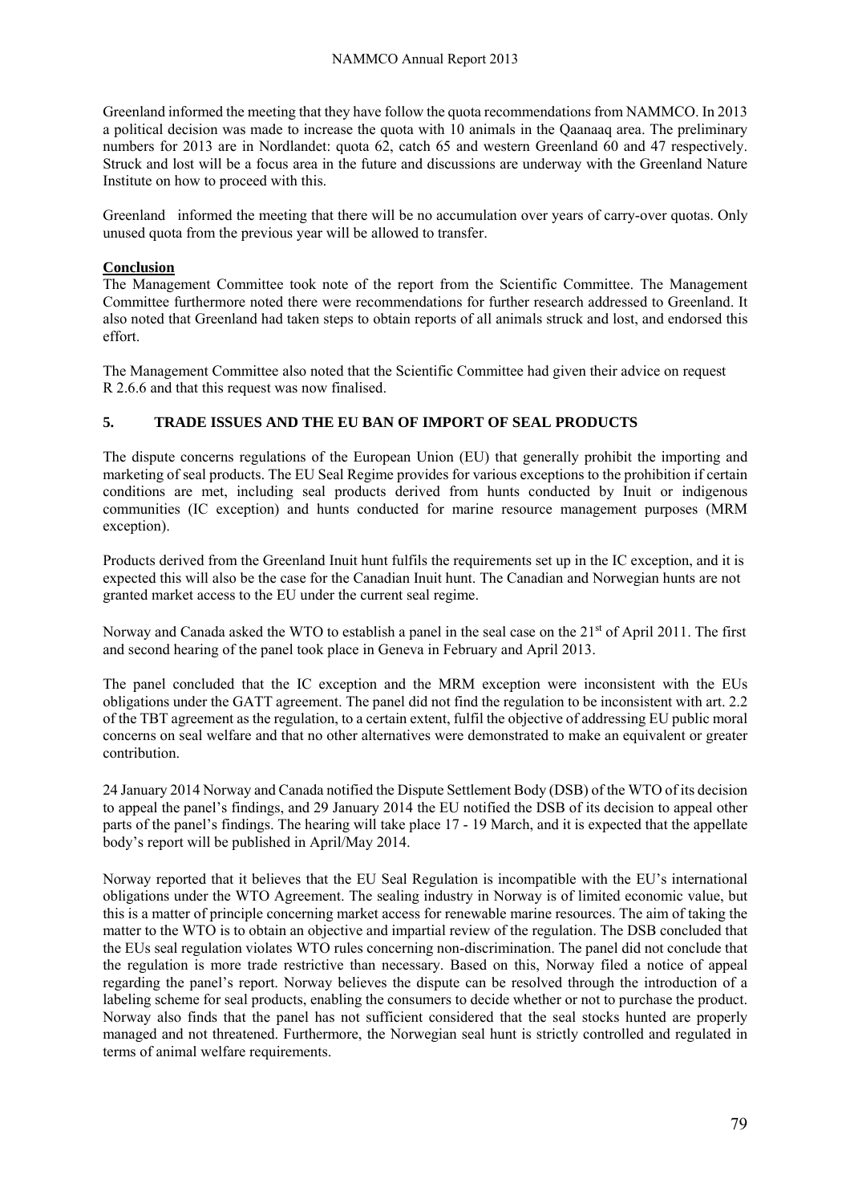Greenland informed the meeting that they have follow the quota recommendations from NAMMCO. In 2013 a political decision was made to increase the quota with 10 animals in the Qaanaaq area. The preliminary numbers for 2013 are in Nordlandet: quota 62, catch 65 and western Greenland 60 and 47 respectively. Struck and lost will be a focus area in the future and discussions are underway with the Greenland Nature Institute on how to proceed with this.

Greenland informed the meeting that there will be no accumulation over years of carry-over quotas. Only unused quota from the previous year will be allowed to transfer.

**Conclusion**

The Management Committee took note of the report from the Scientific Committee. The Management Committee furthermore noted there were recommendations for further research addressed to Greenland. It also noted that Greenland had taken steps to obtain reports of all animals struck and lost, and endorsed this effort.

The Management Committee also noted that the Scientific Committee had given their advice on request R 2.6.6 and that this request was now finalised.

## 5. TRADE ISSUES AND THE EU BAN OF IMPORT OF SEAL PRODUCTS

The dispute concerns regulations of the European Union (EU) that generally prohibit the importing and marketing of seal products. The EU Seal Regime provides for various exceptions to the prohibition if certain conditions are met, including seal products derived from hunts conducted by Inuit or indigenous communities (IC exception) and hunts conducted for marine resource management purposes (MRM exception).

Products derived from the Greenland Inuit hunt fulfils the requirements set up in the IC exception, and it is expected this will also be the case for the Canadian Inuit hunt. The Canadian and Norwegian hunts are not granted market access to the EU under the current seal regime.

Norway and Canada asked the WTO to establish a panel in the seal case on the 21st of April 2011. The first and second hearing of the panel took place in Geneva in February and April 2013.

The panel concluded that the IC exception and the MRM exception were inconsistent with the EUs obligations under the GATT agreement. The panel did not find the regulation to be inconsistent with art. 2.2 of the TBT agreement as the regulation, to a certain extent, fulfil the objective of addressing EU public moral concerns on seal welfare and that no other alternatives were demonstrated to make an equivalent or greater contribution.

24 January 2014 Norway and Canada notified the Dispute Settlement Body (DSB) of the WTO of its decision to appeal the panel's findings, and 29 January 2014 the EU notified the DSB of its decision to appeal other parts of the panel's findings. The hearing will take place 17 - 19 March, and it is expected that the appellate body's report will be published in April/May 2014.

Norway reported that it believes that the EU Seal Regulation is incompatible with the EU's international obligations under the WTO Agreement. The sealing industry in Norway is of limited economic value, but this is a matter of principle concerning market access for renewable marine resources. The aim of taking the matter to the WTO is to obtain an objective and impartial review of the regulation. The DSB concluded that the EUs seal regulation violates WTO rules concerning non-discrimination. The panel did not conclude that the regulation is more trade restrictive than necessary. Based on this, Norway filed a notice of appeal regarding the panel's report. Norway believes the dispute can be resolved through the introduction of a labeling scheme for seal products, enabling the consumers to decide whether or not to purchase the product. Norway also finds that the panel has not sufficient considered that the seal stocks hunted are properly managed and not threatened. Furthermore, the Norwegian seal hunt is strictly controlled and regulated in terms of animal welfare requirements.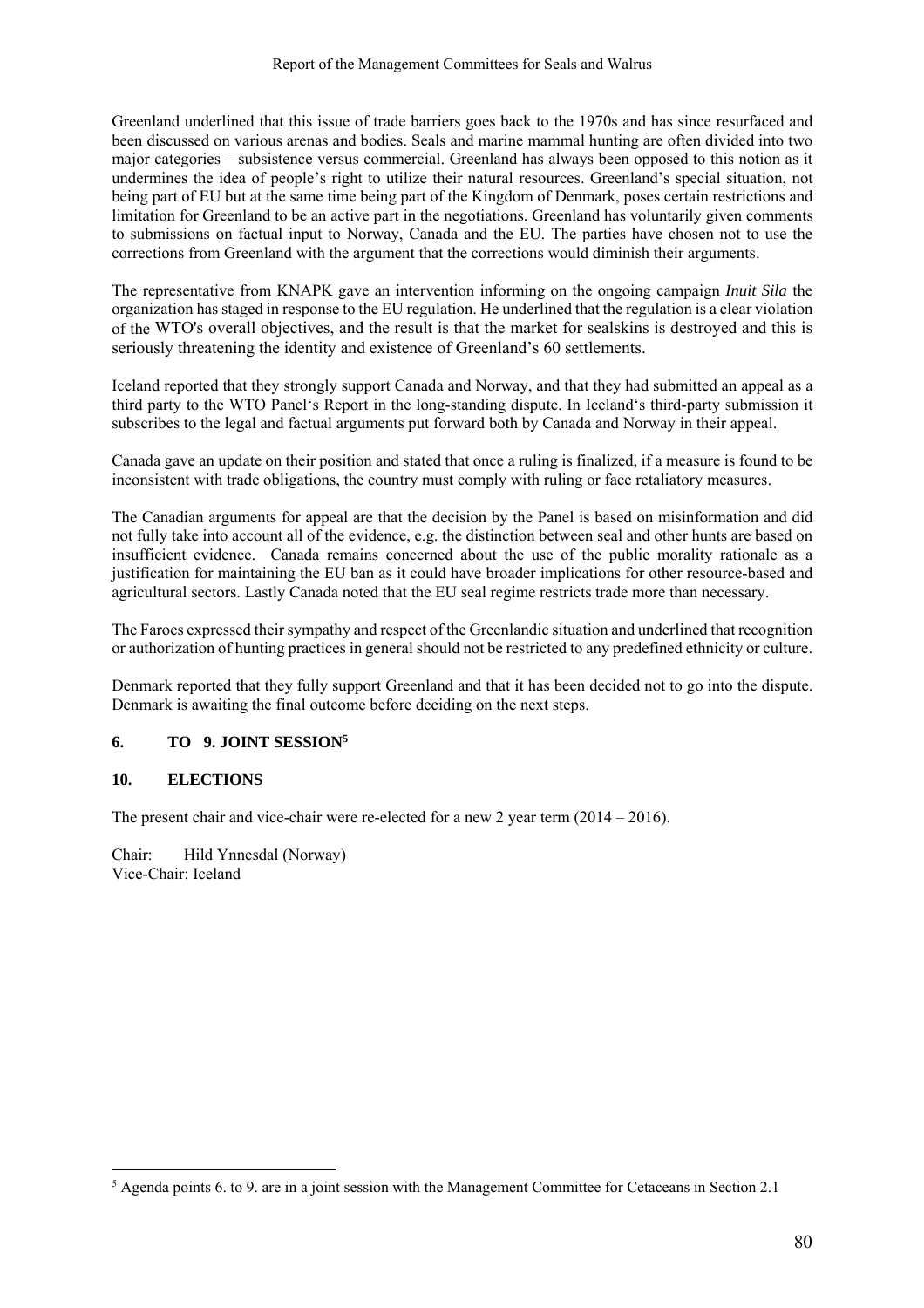Greenland underlined that this issue of trade barriers goes back to the 1970s and has since resurfaced and been discussed on various arenas and bodies. Seals and marine mammal hunting are often divided into two major categories – subsistence versus commercial. Greenland has always been opposed to this notion as it undermines the idea of people's right to utilize their natural resources. Greenland's special situation, not being part of EU but at the same time being part of the Kingdom of Denmark, poses certain restrictions and limitation for Greenland to be an active part in the negotiations. Greenland has voluntarily given comments to submissions on factual input to Norway, Canada and the EU. The parties have chosen not to use the corrections from Greenland with the argument that the corrections would diminish their arguments.

The representative from KNAPK gave an intervention informing on the ongoing campaign *Inuit Sila* the organization has staged in response to the EU regulation. He underlined that the regulation is a clear violation of the WTO's overall objectives, and the result is that the market for sealskins is destroyed and this is seriously threatening the identity and existence of Greenland's 60 settlements.

Iceland reported that they strongly support Canada and Norway, and that they had submitted an appeal as a third party to the WTO Panel's Report in the long-standing dispute. In Iceland's third-party submission it subscribes to the legal and factual arguments put forward both by Canada and Norway in their appeal.

Canada gave an update on their position and stated that once a ruling is finalized, if a measure is found to be inconsistent with trade obligations, the country must comply with ruling or face retaliatory measures.

The Canadian arguments for appeal are that the decision by the Panel is based on misinformation and did not fully take into account all of the evidence, e.g. the distinction between seal and other hunts are based on insufficient evidence. Canada remains concerned about the use of the public morality rationale as a justification for maintaining the EU ban as it could have broader implications for other resource-based and agricultural sectors. Lastly Canada noted that the EU seal regime restricts trade more than necessary.

The Faroes expressed their sympathy and respect of the Greenlandic situation and underlined that recognition or authorization of hunting practices in general should not be restricted to any predefined ethnicity or culture.

Denmark reported that they fully support Greenland and that it has been decided not to go into the dispute. Denmark is awaiting the final outcome before deciding on the next steps.

## 6. TO 9. JOINT SESSION[5]

## 10. ELECTIONS

The present chair and vice-chair were re-elected for a new 2 year term (2014 – 2016).

Chair: Hild Ynnesdal (Norway)
Vice-Chair: Iceland

[5] Agenda points 6. to 9. are in a joint session with the Management Committee for Cetaceans in Section 2.1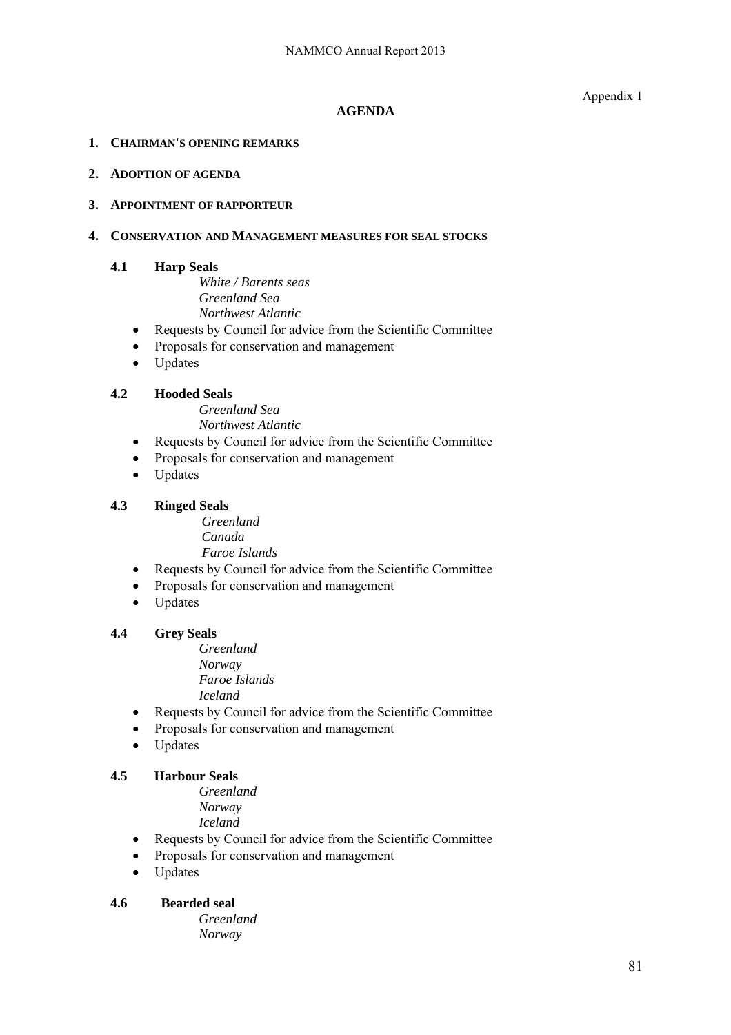Appendix 1

# AGENDA

1. **CHAIRMAN'S OPENING REMARKS**

2. **ADOPTION OF AGENDA**

3. **APPOINTMENT OF RAPPORTEUR**

4. **CONSERVATION AND MANAGEMENT MEASURES FOR SEAL STOCKS**

**4.1 Harp Seals**

*White / Barents seas*
*Greenland Sea*
*Northwest Atlantic*

- Requests by Council for advice from the Scientific Committee
- Proposals for conservation and management
- Updates

**4.2 Hooded Seals**

*Greenland Sea*
*Northwest Atlantic*

- Requests by Council for advice from the Scientific Committee
- Proposals for conservation and management
- Updates

**4.3 Ringed Seals**

*Greenland*
*Canada*
*Faroe Islands*

- Requests by Council for advice from the Scientific Committee
- Proposals for conservation and management
- Updates

**4.4 Grey Seals**

*Greenland*
*Norway*
*Faroe Islands*
*Iceland*

- Requests by Council for advice from the Scientific Committee
- Proposals for conservation and management
- Updates

**4.5 Harbour Seals**

*Greenland*
*Norway*
*Iceland*

- Requests by Council for advice from the Scientific Committee
- Proposals for conservation and management
- Updates

**4.6 Bearded seal**

*Greenland*
*Norway*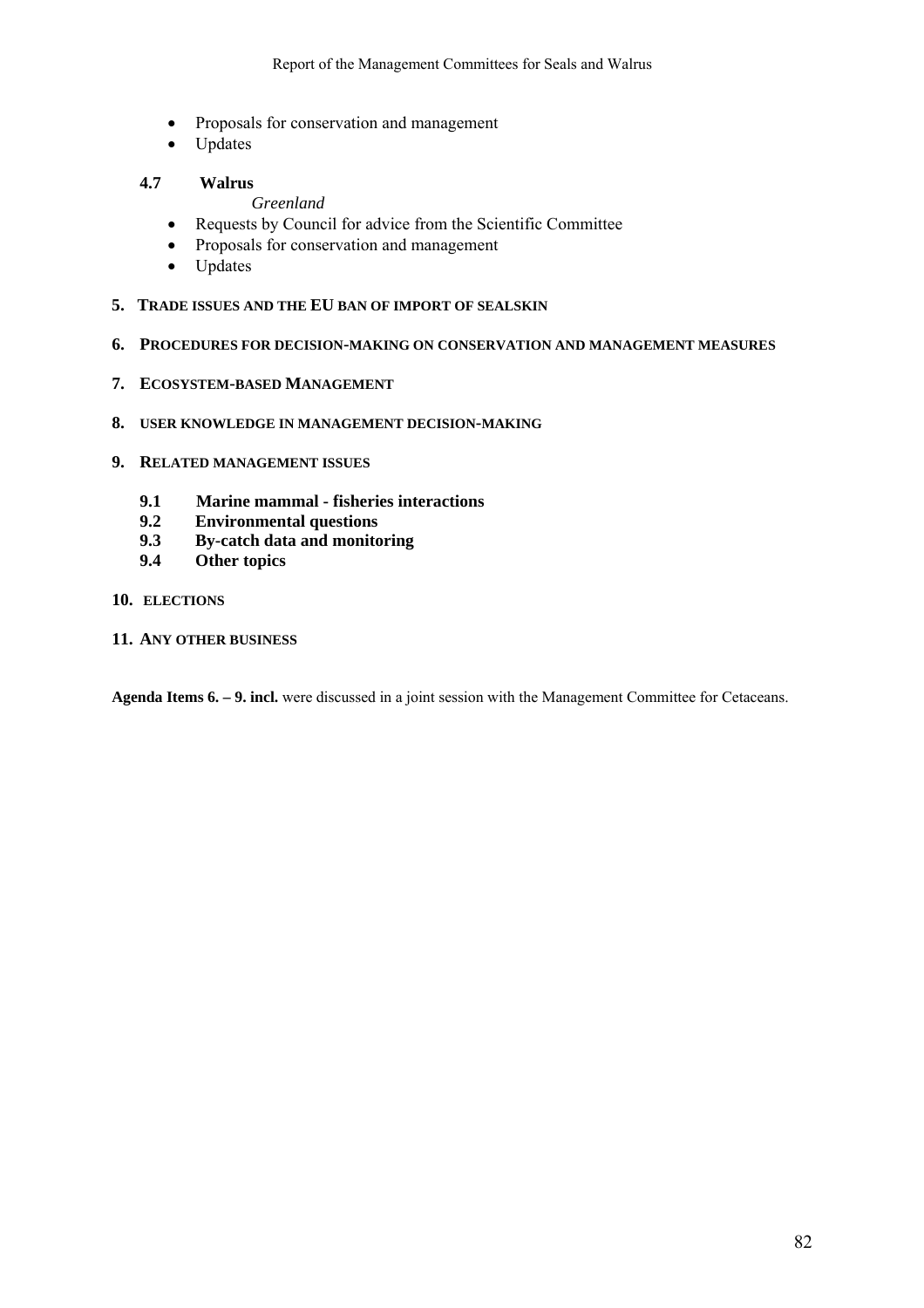- Proposals for conservation and management
- Updates

**4.7 Walrus**

*Greenland*

- Requests by Council for advice from the Scientific Committee
- Proposals for conservation and management
- Updates

**5. TRADE ISSUES AND THE EU BAN OF IMPORT OF SEALSKIN**

**6. PROCEDURES FOR DECISION-MAKING ON CONSERVATION AND MANAGEMENT MEASURES**

**7. ECOSYSTEM-BASED MANAGEMENT**

**8. USER KNOWLEDGE IN MANAGEMENT DECISION-MAKING**

**9. RELATED MANAGEMENT ISSUES**

**9.1 Marine mammal - fisheries interactions**
**9.2 Environmental questions**
**9.3 By-catch data and monitoring**
**9.4 Other topics**

**10. ELECTIONS**

**11. ANY OTHER BUSINESS**

**Agenda Items 6. – 9. incl.** were discussed in a joint session with the Management Committee for Cetaceans.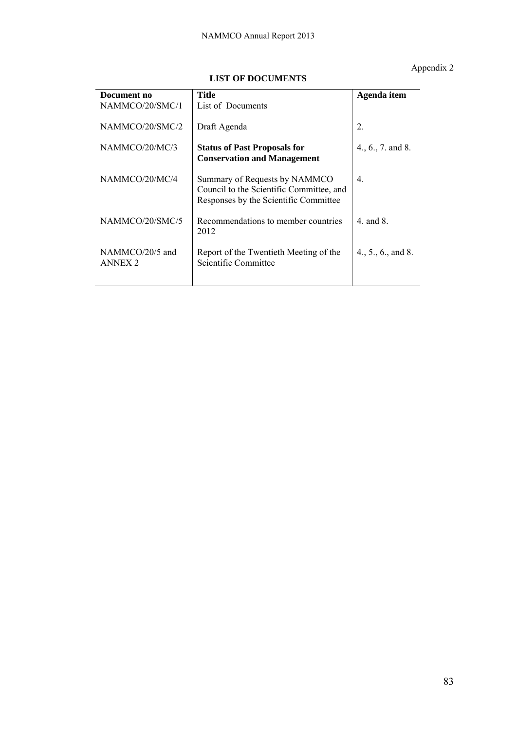Appendix 2

**LIST OF DOCUMENTS**

| Document no | Title | Agenda item |
|---|---|---|
| NAMMCO/20/SMC/1 | List of Documents | |
| NAMMCO/20/SMC/2 | Draft Agenda | 2. |
| NAMMCO/20/MC/3 | **Status of Past Proposals for Conservation and Management** | 4., 6., 7. and 8. |
| NAMMCO/20/MC/4 | Summary of Requests by NAMMCO Council to the Scientific Committee, and Responses by the Scientific Committee | 4. |
| NAMMCO/20/SMC/5 | Recommendations to member countries 2012 | 4. and 8. |
| NAMMCO/20/5 and ANNEX 2 | Report of the Twentieth Meeting of the Scientific Committee | 4., 5., 6., and 8. |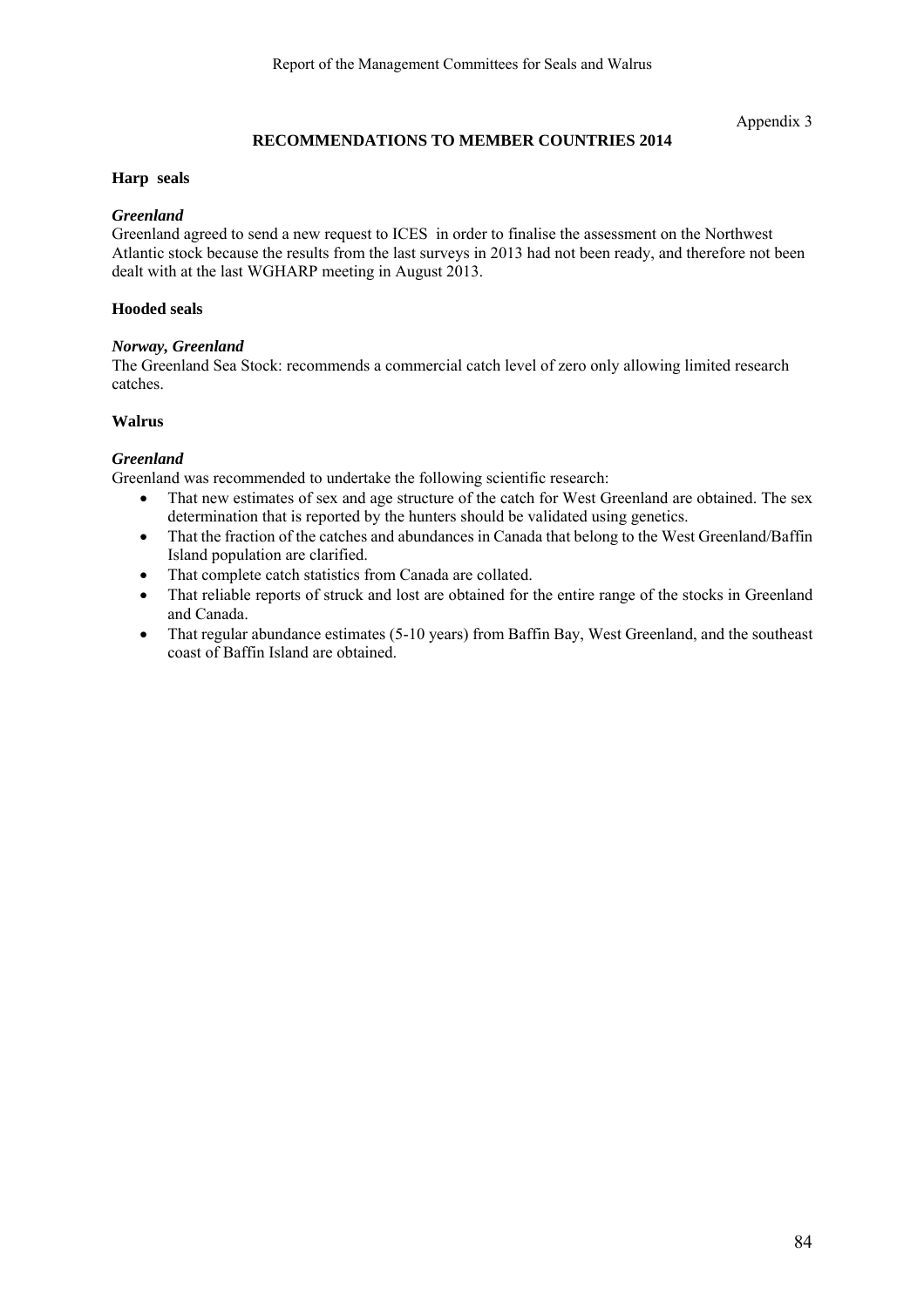Appendix 3

## RECOMMENDATIONS TO MEMBER COUNTRIES 2014

### Harp seals

***Greenland***

Greenland agreed to send a new request to ICES in order to finalise the assessment on the Northwest Atlantic stock because the results from the last surveys in 2013 had not been ready, and therefore not been dealt with at the last WGHARP meeting in August 2013.

### Hooded seals

***Norway, Greenland***

The Greenland Sea Stock: recommends a commercial catch level of zero only allowing limited research catches.

### Walrus

***Greenland***

Greenland was recommended to undertake the following scientific research:

- That new estimates of sex and age structure of the catch for West Greenland are obtained. The sex determination that is reported by the hunters should be validated using genetics.
- That the fraction of the catches and abundances in Canada that belong to the West Greenland/Baffin Island population are clarified.
- That complete catch statistics from Canada are collated.
- That reliable reports of struck and lost are obtained for the entire range of the stocks in Greenland and Canada.
- That regular abundance estimates (5-10 years) from Baffin Bay, West Greenland, and the southeast coast of Baffin Island are obtained.